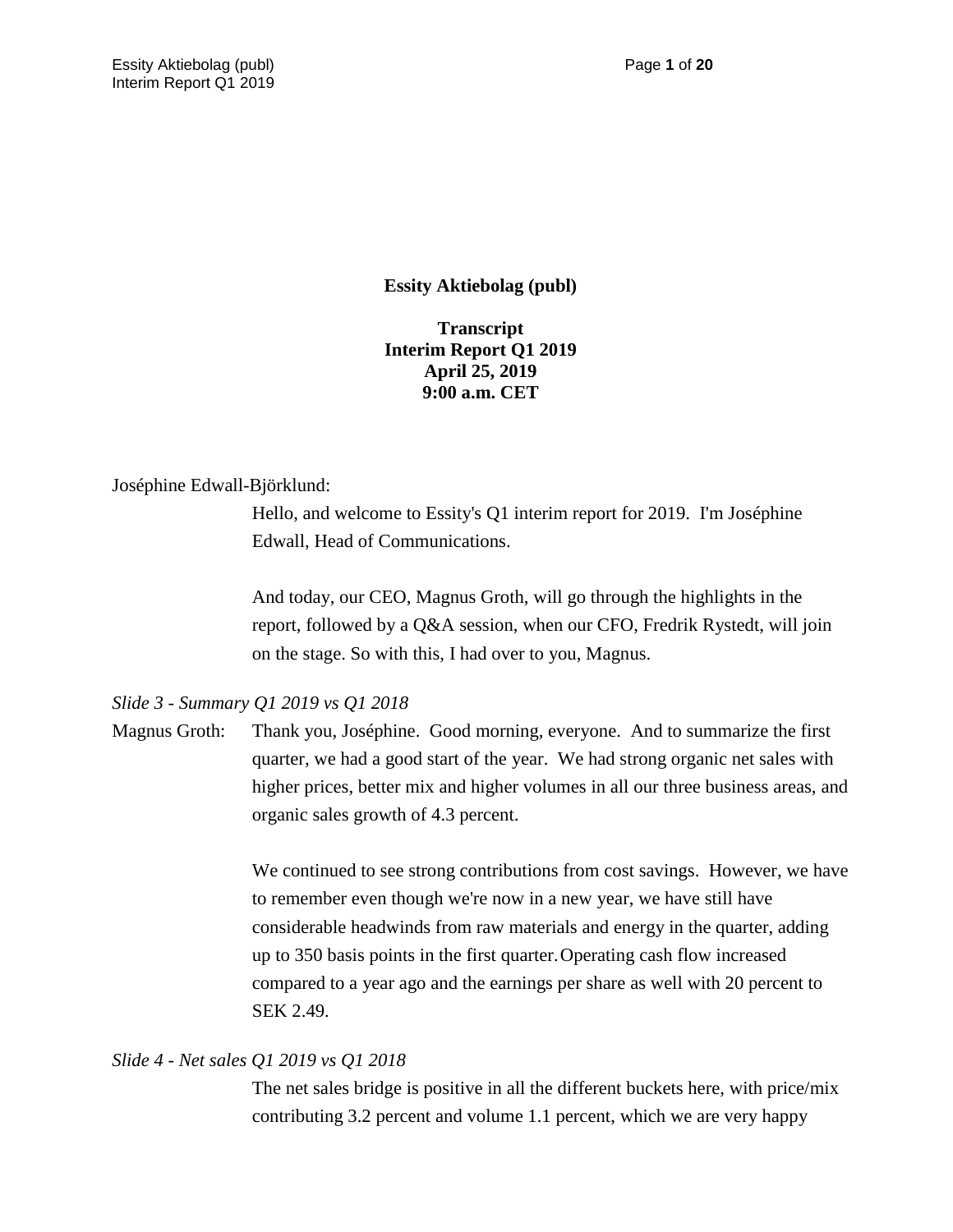**Essity Aktiebolag (publ)**

**Transcript**
**Interim Report Q1 2019**
**April 25, 2019**
**9:00 a.m. CET**

Joséphine Edwall-Björklund:

Hello, and welcome to Essity's Q1 interim report for 2019. I'm Joséphine Edwall, Head of Communications.

And today, our CEO, Magnus Groth, will go through the highlights in the report, followed by a Q&A session, when our CFO, Fredrik Rystedt, will join on the stage. So with this, I had over to you, Magnus.

*Slide 3 - Summary Q1 2019 vs Q1 2018*

Magnus Groth: Thank you, Joséphine. Good morning, everyone. And to summarize the first quarter, we had a good start of the year. We had strong organic net sales with higher prices, better mix and higher volumes in all our three business areas, and organic sales growth of 4.3 percent.

We continued to see strong contributions from cost savings. However, we have to remember even though we're now in a new year, we have still have considerable headwinds from raw materials and energy in the quarter, adding up to 350 basis points in the first quarter. Operating cash flow increased compared to a year ago and the earnings per share as well with 20 percent to SEK 2.49.

*Slide 4 - Net sales Q1 2019 vs Q1 2018*

The net sales bridge is positive in all the different buckets here, with price/mix contributing 3.2 percent and volume 1.1 percent, which we are very happy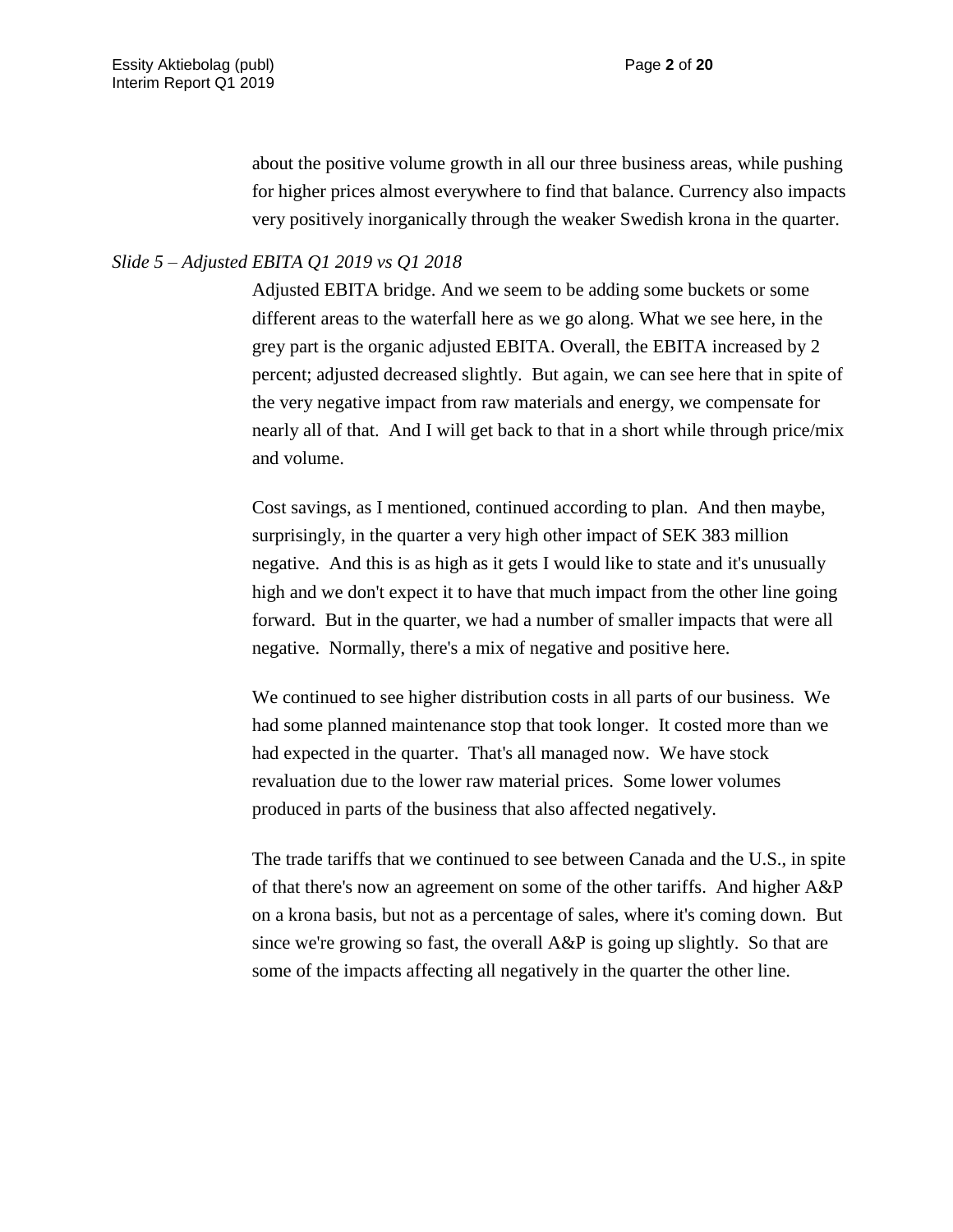about the positive volume growth in all our three business areas, while pushing for higher prices almost everywhere to find that balance. Currency also impacts very positively inorganically through the weaker Swedish krona in the quarter.

*Slide 5 – Adjusted EBITA Q1 2019 vs Q1 2018*

Adjusted EBITA bridge. And we seem to be adding some buckets or some different areas to the waterfall here as we go along. What we see here, in the grey part is the organic adjusted EBITA. Overall, the EBITA increased by 2 percent; adjusted decreased slightly. But again, we can see here that in spite of the very negative impact from raw materials and energy, we compensate for nearly all of that. And I will get back to that in a short while through price/mix and volume.

Cost savings, as I mentioned, continued according to plan. And then maybe, surprisingly, in the quarter a very high other impact of SEK 383 million negative. And this is as high as it gets I would like to state and it's unusually high and we don't expect it to have that much impact from the other line going forward. But in the quarter, we had a number of smaller impacts that were all negative. Normally, there's a mix of negative and positive here.

We continued to see higher distribution costs in all parts of our business. We had some planned maintenance stop that took longer. It costed more than we had expected in the quarter. That's all managed now. We have stock revaluation due to the lower raw material prices. Some lower volumes produced in parts of the business that also affected negatively.

The trade tariffs that we continued to see between Canada and the U.S., in spite of that there's now an agreement on some of the other tariffs. And higher A&P on a krona basis, but not as a percentage of sales, where it's coming down. But since we're growing so fast, the overall A&P is going up slightly. So that are some of the impacts affecting all negatively in the quarter the other line.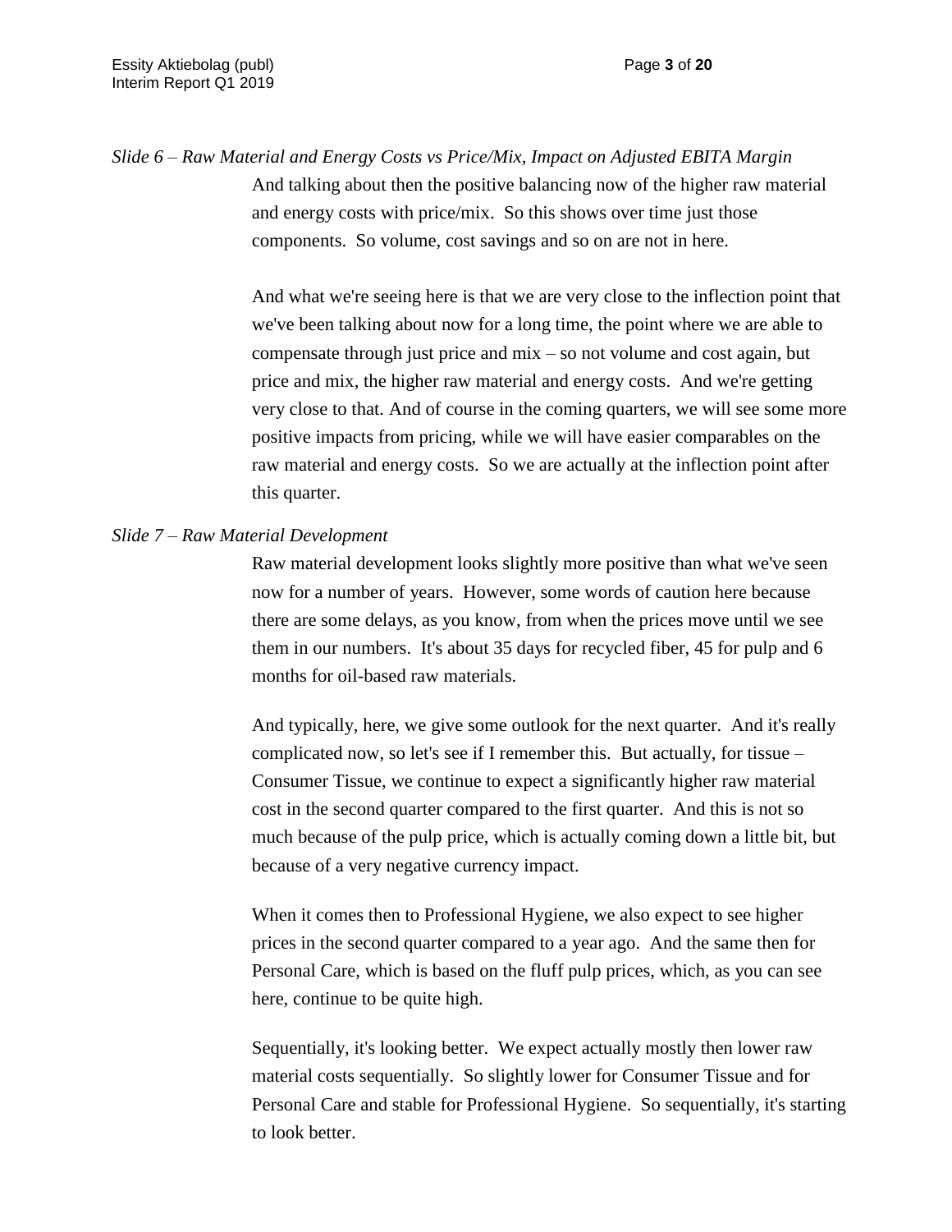*Slide 6 – Raw Material and Energy Costs vs Price/Mix, Impact on Adjusted EBITA Margin*

And talking about then the positive balancing now of the higher raw material and energy costs with price/mix. So this shows over time just those components. So volume, cost savings and so on are not in here.

And what we're seeing here is that we are very close to the inflection point that we've been talking about now for a long time, the point where we are able to compensate through just price and mix – so not volume and cost again, but price and mix, the higher raw material and energy costs. And we're getting very close to that. And of course in the coming quarters, we will see some more positive impacts from pricing, while we will have easier comparables on the raw material and energy costs. So we are actually at the inflection point after this quarter.

*Slide 7 – Raw Material Development*

Raw material development looks slightly more positive than what we've seen now for a number of years. However, some words of caution here because there are some delays, as you know, from when the prices move until we see them in our numbers. It's about 35 days for recycled fiber, 45 for pulp and 6 months for oil-based raw materials.

And typically, here, we give some outlook for the next quarter. And it's really complicated now, so let's see if I remember this. But actually, for tissue – Consumer Tissue, we continue to expect a significantly higher raw material cost in the second quarter compared to the first quarter. And this is not so much because of the pulp price, which is actually coming down a little bit, but because of a very negative currency impact.

When it comes then to Professional Hygiene, we also expect to see higher prices in the second quarter compared to a year ago. And the same then for Personal Care, which is based on the fluff pulp prices, which, as you can see here, continue to be quite high.

Sequentially, it's looking better. We expect actually mostly then lower raw material costs sequentially. So slightly lower for Consumer Tissue and for Personal Care and stable for Professional Hygiene. So sequentially, it's starting to look better.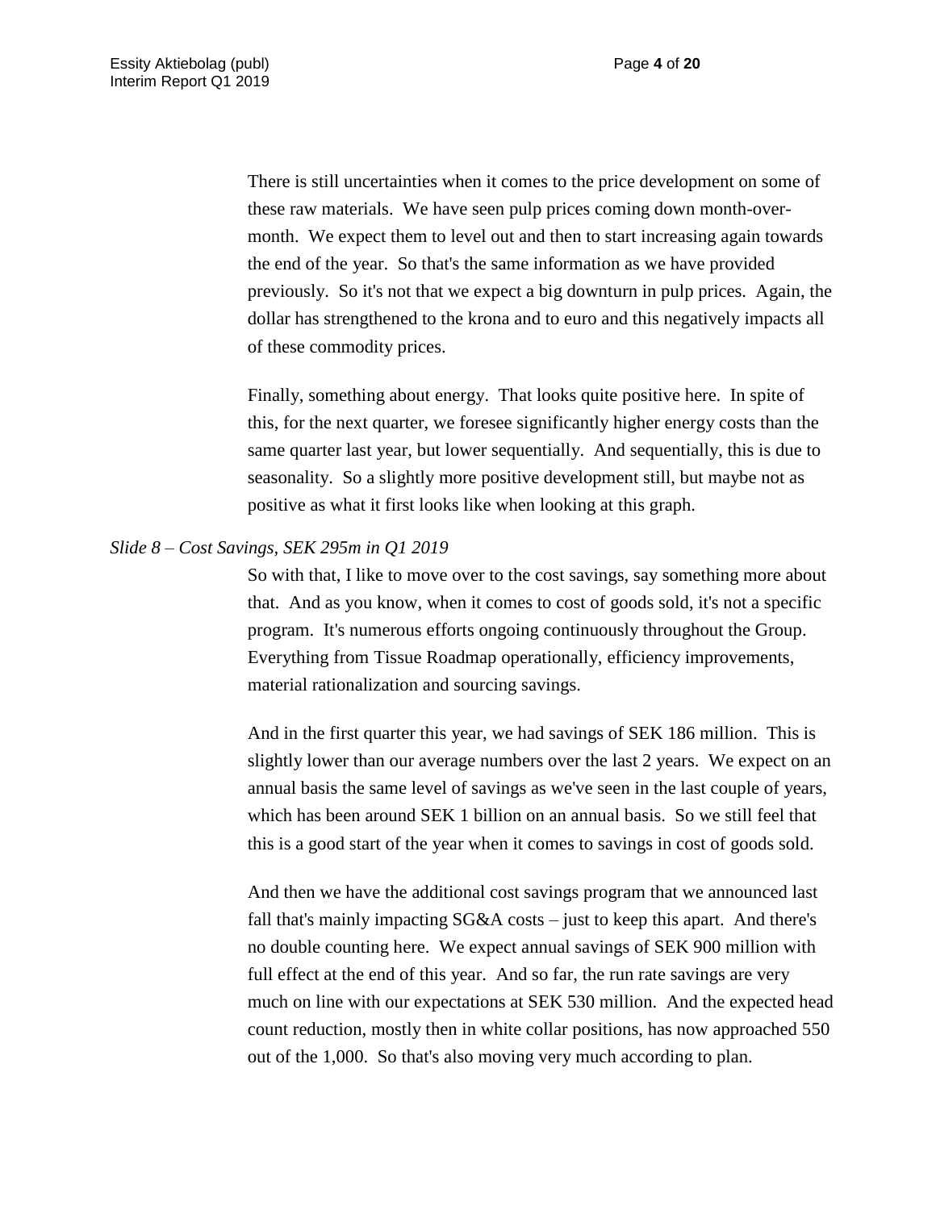There is still uncertainties when it comes to the price development on some of these raw materials. We have seen pulp prices coming down month-over-month. We expect them to level out and then to start increasing again towards the end of the year. So that's the same information as we have provided previously. So it's not that we expect a big downturn in pulp prices. Again, the dollar has strengthened to the krona and to euro and this negatively impacts all of these commodity prices.

Finally, something about energy. That looks quite positive here. In spite of this, for the next quarter, we foresee significantly higher energy costs than the same quarter last year, but lower sequentially. And sequentially, this is due to seasonality. So a slightly more positive development still, but maybe not as positive as what it first looks like when looking at this graph.

*Slide 8 – Cost Savings, SEK 295m in Q1 2019*

So with that, I like to move over to the cost savings, say something more about that. And as you know, when it comes to cost of goods sold, it's not a specific program. It's numerous efforts ongoing continuously throughout the Group. Everything from Tissue Roadmap operationally, efficiency improvements, material rationalization and sourcing savings.

And in the first quarter this year, we had savings of SEK 186 million. This is slightly lower than our average numbers over the last 2 years. We expect on an annual basis the same level of savings as we've seen in the last couple of years, which has been around SEK 1 billion on an annual basis. So we still feel that this is a good start of the year when it comes to savings in cost of goods sold.

And then we have the additional cost savings program that we announced last fall that's mainly impacting SG&A costs – just to keep this apart. And there's no double counting here. We expect annual savings of SEK 900 million with full effect at the end of this year. And so far, the run rate savings are very much on line with our expectations at SEK 530 million. And the expected head count reduction, mostly then in white collar positions, has now approached 550 out of the 1,000. So that's also moving very much according to plan.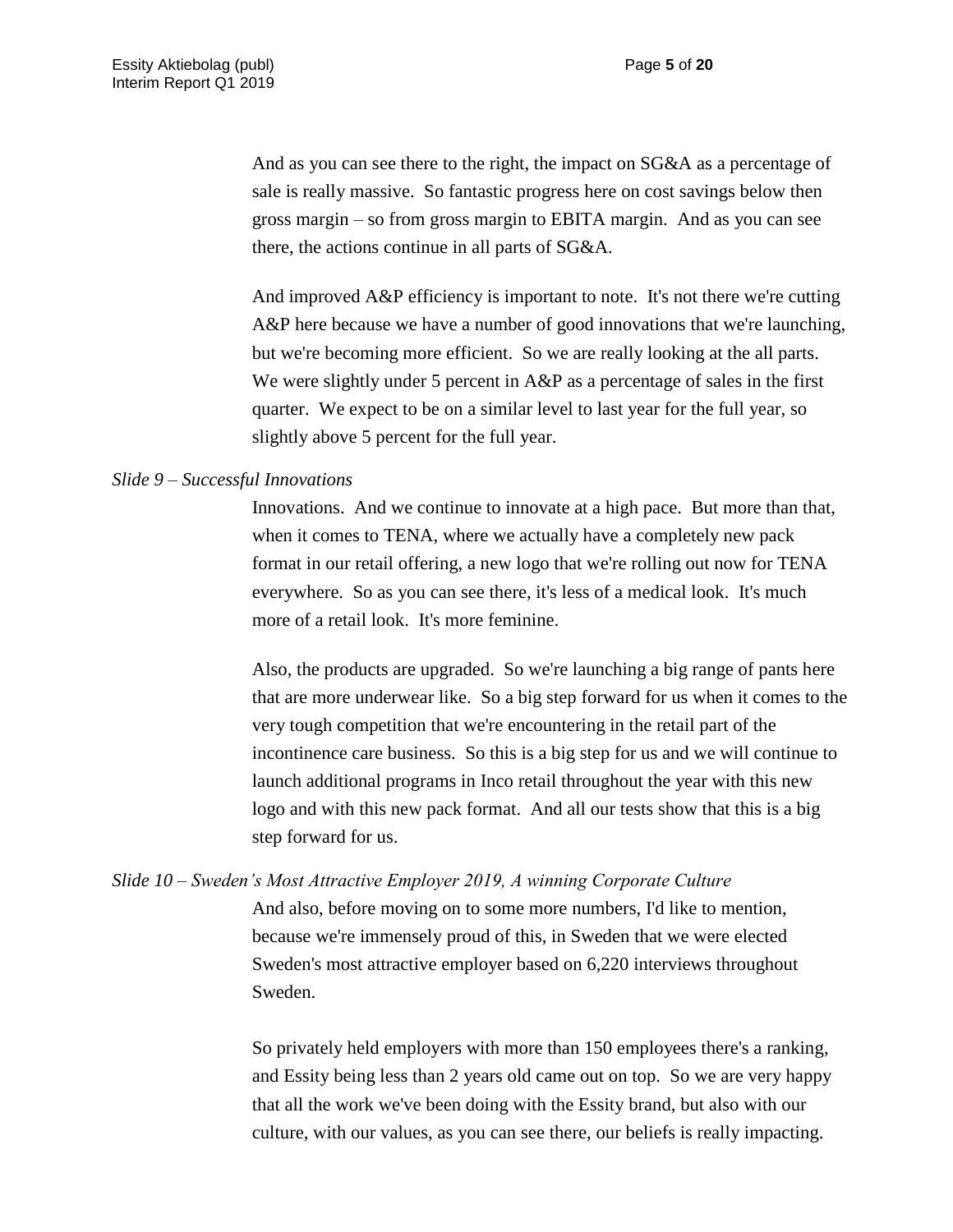And as you can see there to the right, the impact on SG&A as a percentage of sale is really massive. So fantastic progress here on cost savings below then gross margin – so from gross margin to EBITA margin. And as you can see there, the actions continue in all parts of SG&A.

And improved A&P efficiency is important to note. It's not there we're cutting A&P here because we have a number of good innovations that we're launching, but we're becoming more efficient. So we are really looking at the all parts. We were slightly under 5 percent in A&P as a percentage of sales in the first quarter. We expect to be on a similar level to last year for the full year, so slightly above 5 percent for the full year.

*Slide 9 – Successful Innovations*

Innovations. And we continue to innovate at a high pace. But more than that, when it comes to TENA, where we actually have a completely new pack format in our retail offering, a new logo that we're rolling out now for TENA everywhere. So as you can see there, it's less of a medical look. It's much more of a retail look. It's more feminine.

Also, the products are upgraded. So we're launching a big range of pants here that are more underwear like. So a big step forward for us when it comes to the very tough competition that we're encountering in the retail part of the incontinence care business. So this is a big step for us and we will continue to launch additional programs in Inco retail throughout the year with this new logo and with this new pack format. And all our tests show that this is a big step forward for us.

*Slide 10 – Sweden's Most Attractive Employer 2019, A winning Corporate Culture*

And also, before moving on to some more numbers, I'd like to mention, because we're immensely proud of this, in Sweden that we were elected Sweden's most attractive employer based on 6,220 interviews throughout Sweden.

So privately held employers with more than 150 employees there's a ranking, and Essity being less than 2 years old came out on top. So we are very happy that all the work we've been doing with the Essity brand, but also with our culture, with our values, as you can see there, our beliefs is really impacting.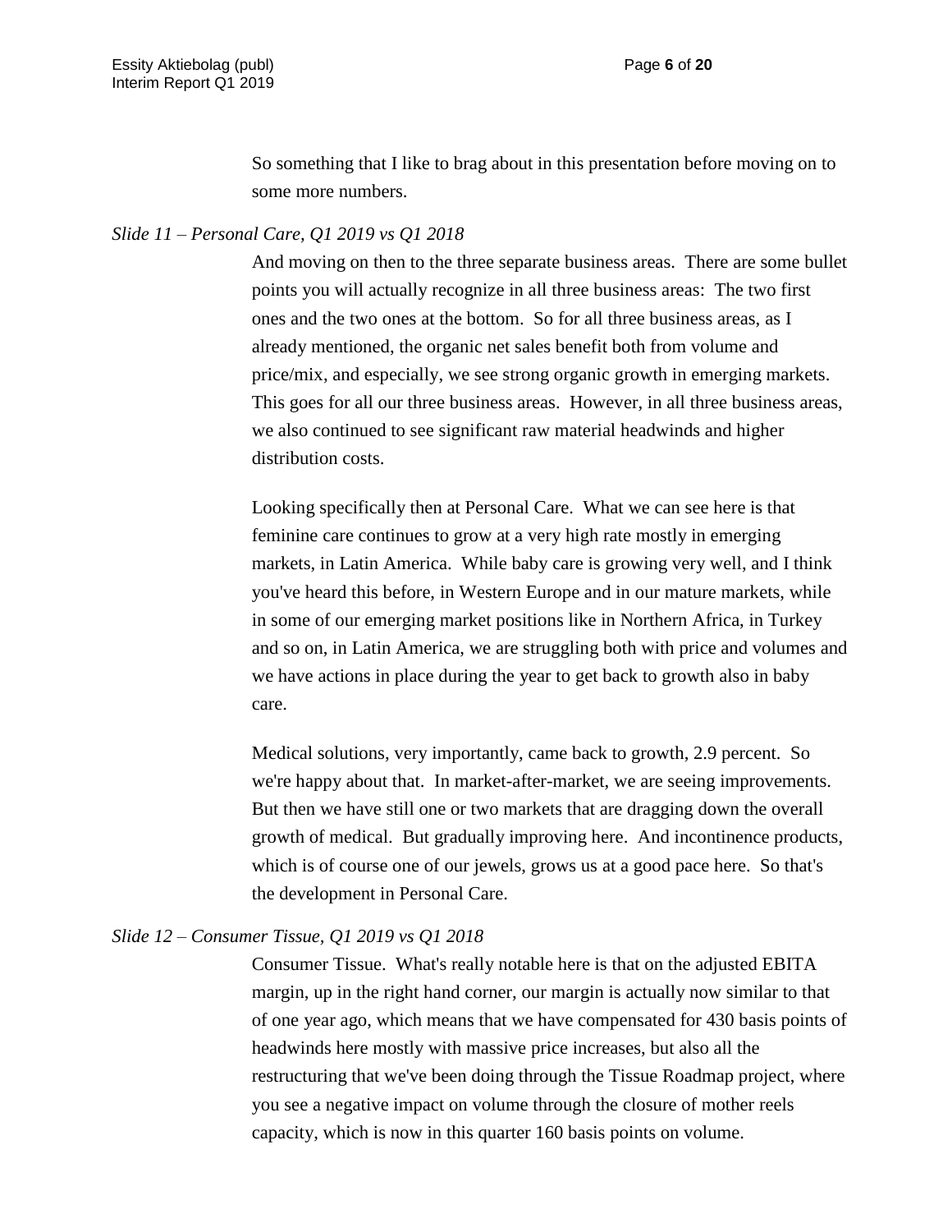So something that I like to brag about in this presentation before moving on to some more numbers.

*Slide 11 – Personal Care, Q1 2019 vs Q1 2018*

And moving on then to the three separate business areas. There are some bullet points you will actually recognize in all three business areas: The two first ones and the two ones at the bottom. So for all three business areas, as I already mentioned, the organic net sales benefit both from volume and price/mix, and especially, we see strong organic growth in emerging markets. This goes for all our three business areas. However, in all three business areas, we also continued to see significant raw material headwinds and higher distribution costs.

Looking specifically then at Personal Care. What we can see here is that feminine care continues to grow at a very high rate mostly in emerging markets, in Latin America. While baby care is growing very well, and I think you've heard this before, in Western Europe and in our mature markets, while in some of our emerging market positions like in Northern Africa, in Turkey and so on, in Latin America, we are struggling both with price and volumes and we have actions in place during the year to get back to growth also in baby care.

Medical solutions, very importantly, came back to growth, 2.9 percent. So we're happy about that. In market-after-market, we are seeing improvements. But then we have still one or two markets that are dragging down the overall growth of medical. But gradually improving here. And incontinence products, which is of course one of our jewels, grows us at a good pace here. So that's the development in Personal Care.

*Slide 12 – Consumer Tissue, Q1 2019 vs Q1 2018*

Consumer Tissue. What's really notable here is that on the adjusted EBITA margin, up in the right hand corner, our margin is actually now similar to that of one year ago, which means that we have compensated for 430 basis points of headwinds here mostly with massive price increases, but also all the restructuring that we've been doing through the Tissue Roadmap project, where you see a negative impact on volume through the closure of mother reels capacity, which is now in this quarter 160 basis points on volume.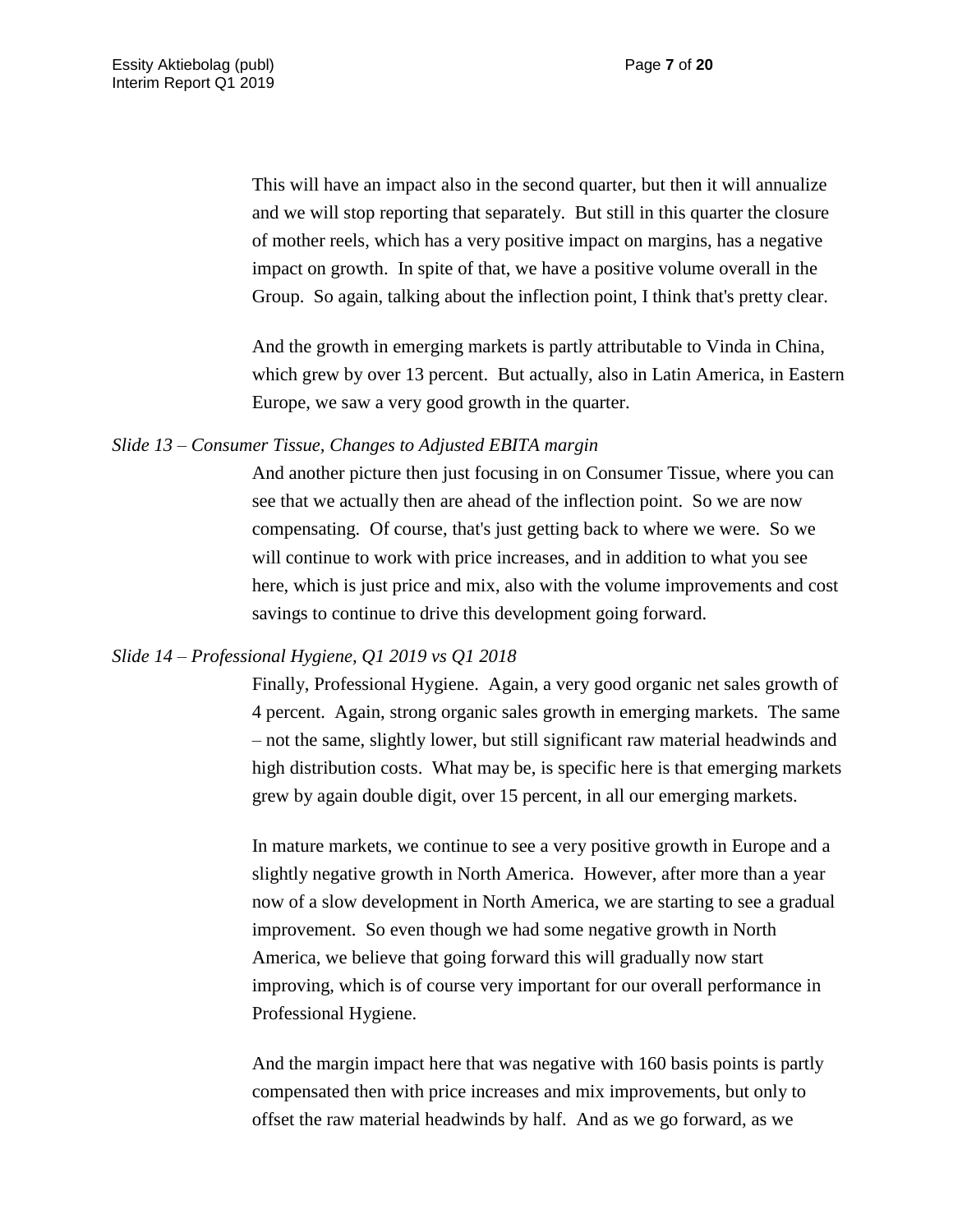This will have an impact also in the second quarter, but then it will annualize and we will stop reporting that separately. But still in this quarter the closure of mother reels, which has a very positive impact on margins, has a negative impact on growth. In spite of that, we have a positive volume overall in the Group. So again, talking about the inflection point, I think that's pretty clear.

And the growth in emerging markets is partly attributable to Vinda in China, which grew by over 13 percent. But actually, also in Latin America, in Eastern Europe, we saw a very good growth in the quarter.

*Slide 13 – Consumer Tissue, Changes to Adjusted EBITA margin*

And another picture then just focusing in on Consumer Tissue, where you can see that we actually then are ahead of the inflection point. So we are now compensating. Of course, that's just getting back to where we were. So we will continue to work with price increases, and in addition to what you see here, which is just price and mix, also with the volume improvements and cost savings to continue to drive this development going forward.

*Slide 14 – Professional Hygiene, Q1 2019 vs Q1 2018*

Finally, Professional Hygiene. Again, a very good organic net sales growth of 4 percent. Again, strong organic sales growth in emerging markets. The same – not the same, slightly lower, but still significant raw material headwinds and high distribution costs. What may be, is specific here is that emerging markets grew by again double digit, over 15 percent, in all our emerging markets.

In mature markets, we continue to see a very positive growth in Europe and a slightly negative growth in North America. However, after more than a year now of a slow development in North America, we are starting to see a gradual improvement. So even though we had some negative growth in North America, we believe that going forward this will gradually now start improving, which is of course very important for our overall performance in Professional Hygiene.

And the margin impact here that was negative with 160 basis points is partly compensated then with price increases and mix improvements, but only to offset the raw material headwinds by half. And as we go forward, as we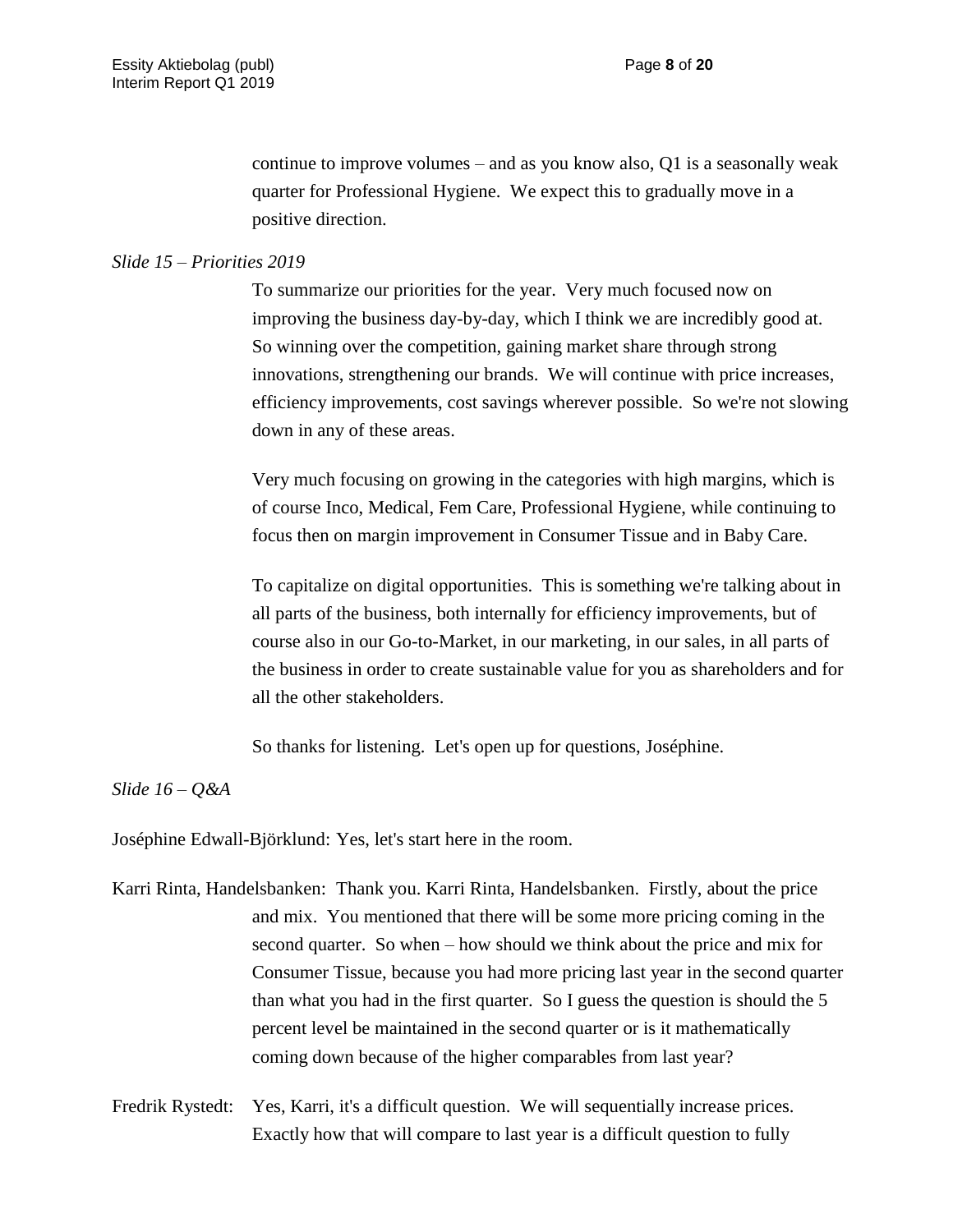continue to improve volumes – and as you know also, Q1 is a seasonally weak quarter for Professional Hygiene. We expect this to gradually move in a positive direction.

*Slide 15 – Priorities 2019*

To summarize our priorities for the year. Very much focused now on improving the business day-by-day, which I think we are incredibly good at. So winning over the competition, gaining market share through strong innovations, strengthening our brands. We will continue with price increases, efficiency improvements, cost savings wherever possible. So we're not slowing down in any of these areas.

Very much focusing on growing in the categories with high margins, which is of course Inco, Medical, Fem Care, Professional Hygiene, while continuing to focus then on margin improvement in Consumer Tissue and in Baby Care.

To capitalize on digital opportunities. This is something we're talking about in all parts of the business, both internally for efficiency improvements, but of course also in our Go-to-Market, in our marketing, in our sales, in all parts of the business in order to create sustainable value for you as shareholders and for all the other stakeholders.

So thanks for listening. Let's open up for questions, Joséphine.

*Slide 16 – Q&A*

Joséphine Edwall-Björklund: Yes, let's start here in the room.

Karri Rinta, Handelsbanken: Thank you. Karri Rinta, Handelsbanken. Firstly, about the price and mix. You mentioned that there will be some more pricing coming in the second quarter. So when – how should we think about the price and mix for Consumer Tissue, because you had more pricing last year in the second quarter than what you had in the first quarter. So I guess the question is should the 5 percent level be maintained in the second quarter or is it mathematically coming down because of the higher comparables from last year?

Fredrik Rystedt: Yes, Karri, it's a difficult question. We will sequentially increase prices. Exactly how that will compare to last year is a difficult question to fully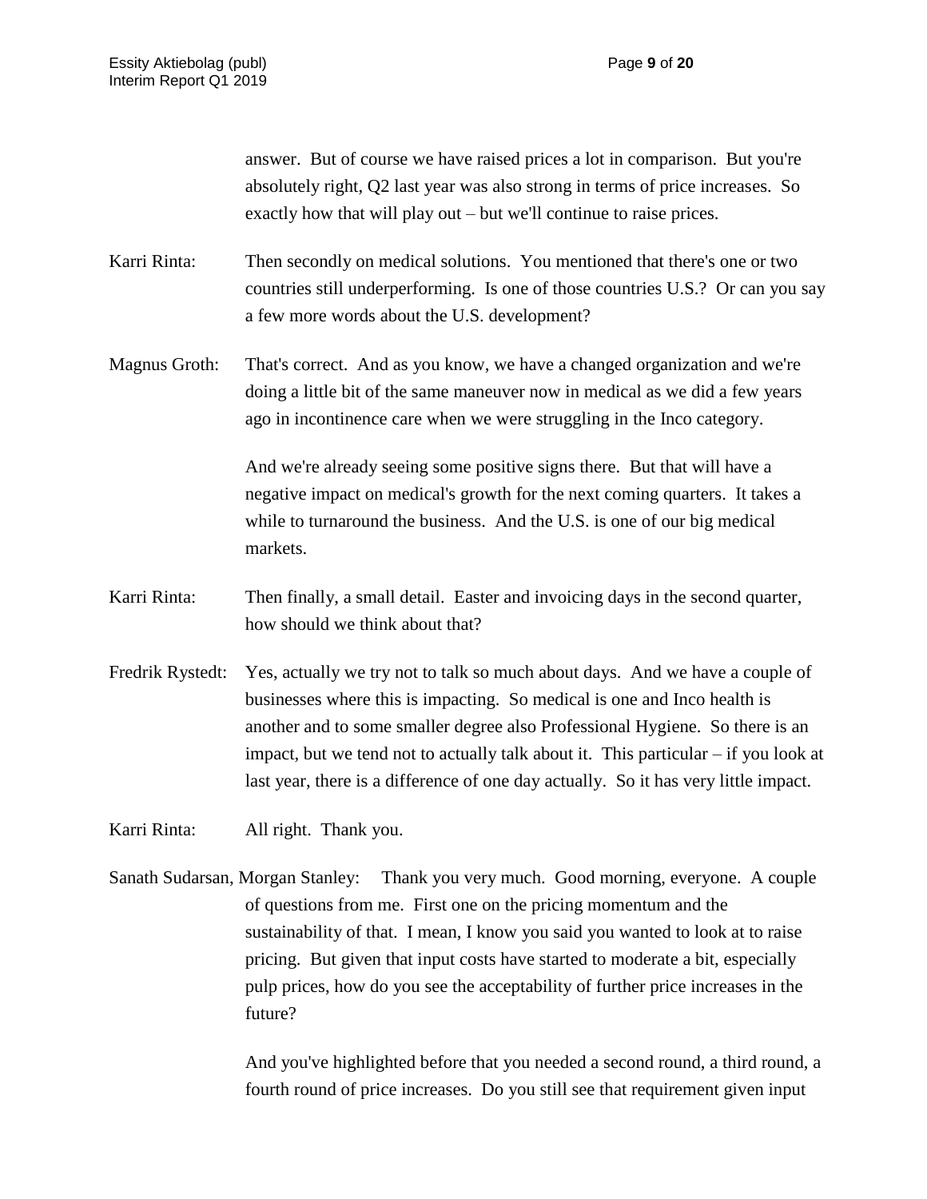answer. But of course we have raised prices a lot in comparison. But you're absolutely right, Q2 last year was also strong in terms of price increases. So exactly how that will play out – but we'll continue to raise prices.

Karri Rinta: Then secondly on medical solutions. You mentioned that there's one or two countries still underperforming. Is one of those countries U.S.? Or can you say a few more words about the U.S. development?

Magnus Groth: That's correct. And as you know, we have a changed organization and we're doing a little bit of the same maneuver now in medical as we did a few years ago in incontinence care when we were struggling in the Inco category.

And we're already seeing some positive signs there. But that will have a negative impact on medical's growth for the next coming quarters. It takes a while to turnaround the business. And the U.S. is one of our big medical markets.

Karri Rinta: Then finally, a small detail. Easter and invoicing days in the second quarter, how should we think about that?

Fredrik Rystedt: Yes, actually we try not to talk so much about days. And we have a couple of businesses where this is impacting. So medical is one and Inco health is another and to some smaller degree also Professional Hygiene. So there is an impact, but we tend not to actually talk about it. This particular – if you look at last year, there is a difference of one day actually. So it has very little impact.

Karri Rinta: All right. Thank you.

Sanath Sudarsan, Morgan Stanley: Thank you very much. Good morning, everyone. A couple of questions from me. First one on the pricing momentum and the sustainability of that. I mean, I know you said you wanted to look at to raise pricing. But given that input costs have started to moderate a bit, especially pulp prices, how do you see the acceptability of further price increases in the future?

And you've highlighted before that you needed a second round, a third round, a fourth round of price increases. Do you still see that requirement given input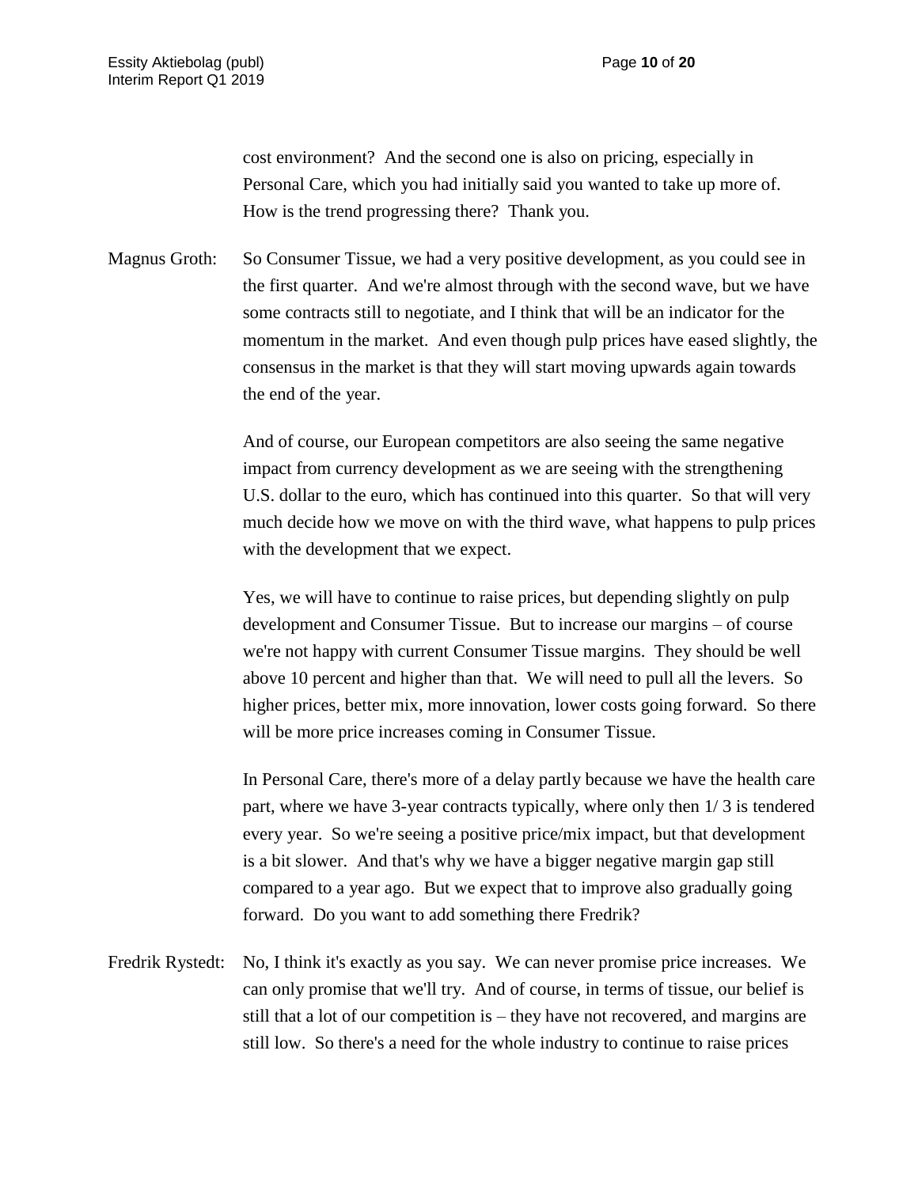cost environment? And the second one is also on pricing, especially in Personal Care, which you had initially said you wanted to take up more of. How is the trend progressing there? Thank you.

Magnus Groth: So Consumer Tissue, we had a very positive development, as you could see in the first quarter. And we're almost through with the second wave, but we have some contracts still to negotiate, and I think that will be an indicator for the momentum in the market. And even though pulp prices have eased slightly, the consensus in the market is that they will start moving upwards again towards the end of the year.

And of course, our European competitors are also seeing the same negative impact from currency development as we are seeing with the strengthening U.S. dollar to the euro, which has continued into this quarter. So that will very much decide how we move on with the third wave, what happens to pulp prices with the development that we expect.

Yes, we will have to continue to raise prices, but depending slightly on pulp development and Consumer Tissue. But to increase our margins – of course we're not happy with current Consumer Tissue margins. They should be well above 10 percent and higher than that. We will need to pull all the levers. So higher prices, better mix, more innovation, lower costs going forward. So there will be more price increases coming in Consumer Tissue.

In Personal Care, there's more of a delay partly because we have the health care part, where we have 3-year contracts typically, where only then 1/ 3 is tendered every year. So we're seeing a positive price/mix impact, but that development is a bit slower. And that's why we have a bigger negative margin gap still compared to a year ago. But we expect that to improve also gradually going forward. Do you want to add something there Fredrik?

Fredrik Rystedt: No, I think it's exactly as you say. We can never promise price increases. We can only promise that we'll try. And of course, in terms of tissue, our belief is still that a lot of our competition is – they have not recovered, and margins are still low. So there's a need for the whole industry to continue to raise prices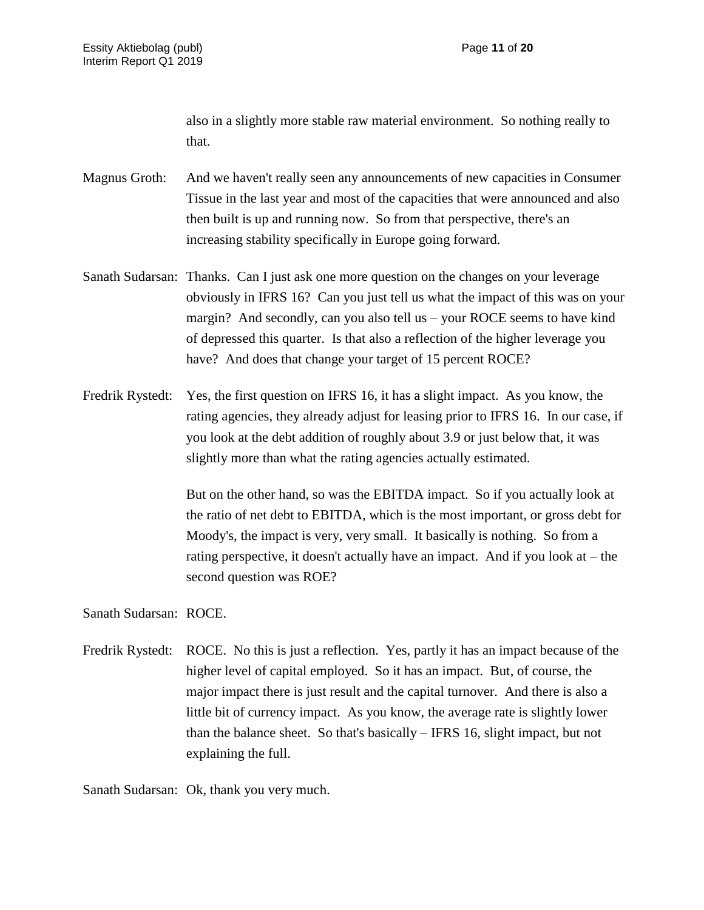also in a slightly more stable raw material environment. So nothing really to that.

Magnus Groth: And we haven't really seen any announcements of new capacities in Consumer Tissue in the last year and most of the capacities that were announced and also then built is up and running now. So from that perspective, there's an increasing stability specifically in Europe going forward.

Sanath Sudarsan: Thanks. Can I just ask one more question on the changes on your leverage obviously in IFRS 16? Can you just tell us what the impact of this was on your margin? And secondly, can you also tell us – your ROCE seems to have kind of depressed this quarter. Is that also a reflection of the higher leverage you have? And does that change your target of 15 percent ROCE?

Fredrik Rystedt: Yes, the first question on IFRS 16, it has a slight impact. As you know, the rating agencies, they already adjust for leasing prior to IFRS 16. In our case, if you look at the debt addition of roughly about 3.9 or just below that, it was slightly more than what the rating agencies actually estimated.

But on the other hand, so was the EBITDA impact. So if you actually look at the ratio of net debt to EBITDA, which is the most important, or gross debt for Moody's, the impact is very, very small. It basically is nothing. So from a rating perspective, it doesn't actually have an impact. And if you look at – the second question was ROE?

Sanath Sudarsan: ROCE.

Fredrik Rystedt: ROCE. No this is just a reflection. Yes, partly it has an impact because of the higher level of capital employed. So it has an impact. But, of course, the major impact there is just result and the capital turnover. And there is also a little bit of currency impact. As you know, the average rate is slightly lower than the balance sheet. So that's basically – IFRS 16, slight impact, but not explaining the full.

Sanath Sudarsan: Ok, thank you very much.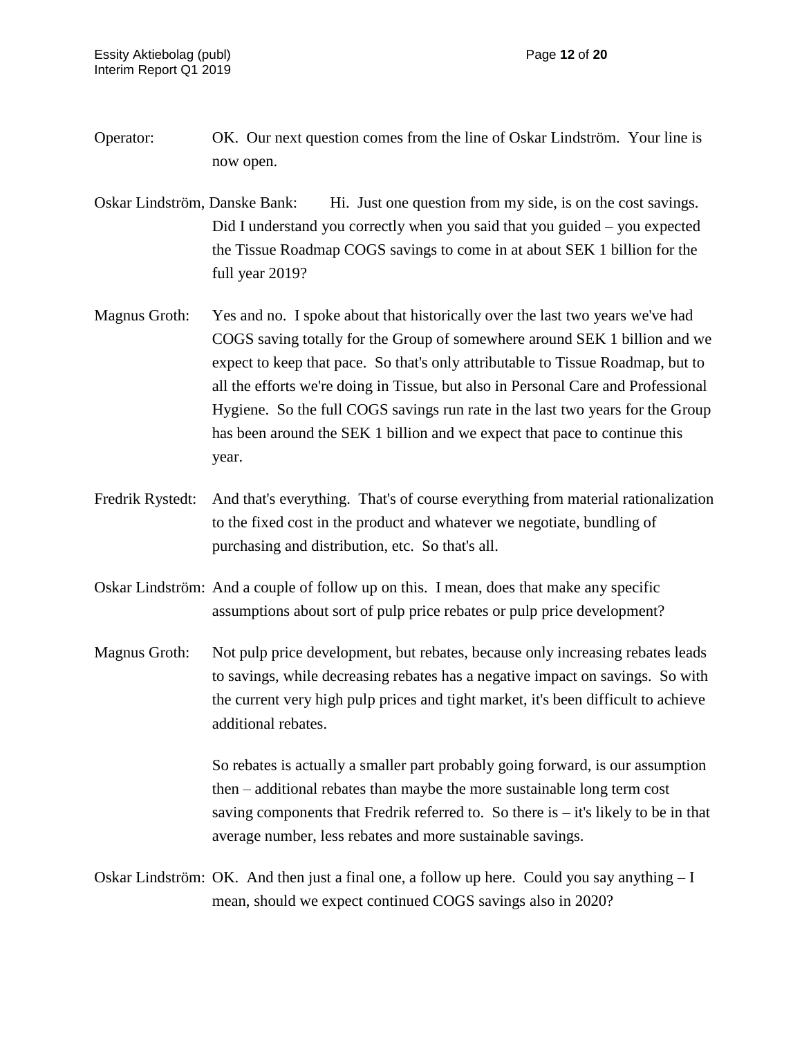Operator: OK. Our next question comes from the line of Oskar Lindström. Your line is now open.

Oskar Lindström, Danske Bank: Hi. Just one question from my side, is on the cost savings. Did I understand you correctly when you said that you guided – you expected the Tissue Roadmap COGS savings to come in at about SEK 1 billion for the full year 2019?

Magnus Groth: Yes and no. I spoke about that historically over the last two years we've had COGS saving totally for the Group of somewhere around SEK 1 billion and we expect to keep that pace. So that's only attributable to Tissue Roadmap, but to all the efforts we're doing in Tissue, but also in Personal Care and Professional Hygiene. So the full COGS savings run rate in the last two years for the Group has been around the SEK 1 billion and we expect that pace to continue this year.

Fredrik Rystedt: And that's everything. That's of course everything from material rationalization to the fixed cost in the product and whatever we negotiate, bundling of purchasing and distribution, etc. So that's all.

Oskar Lindström: And a couple of follow up on this. I mean, does that make any specific assumptions about sort of pulp price rebates or pulp price development?

Magnus Groth: Not pulp price development, but rebates, because only increasing rebates leads to savings, while decreasing rebates has a negative impact on savings. So with the current very high pulp prices and tight market, it's been difficult to achieve additional rebates.

So rebates is actually a smaller part probably going forward, is our assumption then – additional rebates than maybe the more sustainable long term cost saving components that Fredrik referred to. So there is – it's likely to be in that average number, less rebates and more sustainable savings.

Oskar Lindström: OK. And then just a final one, a follow up here. Could you say anything – I mean, should we expect continued COGS savings also in 2020?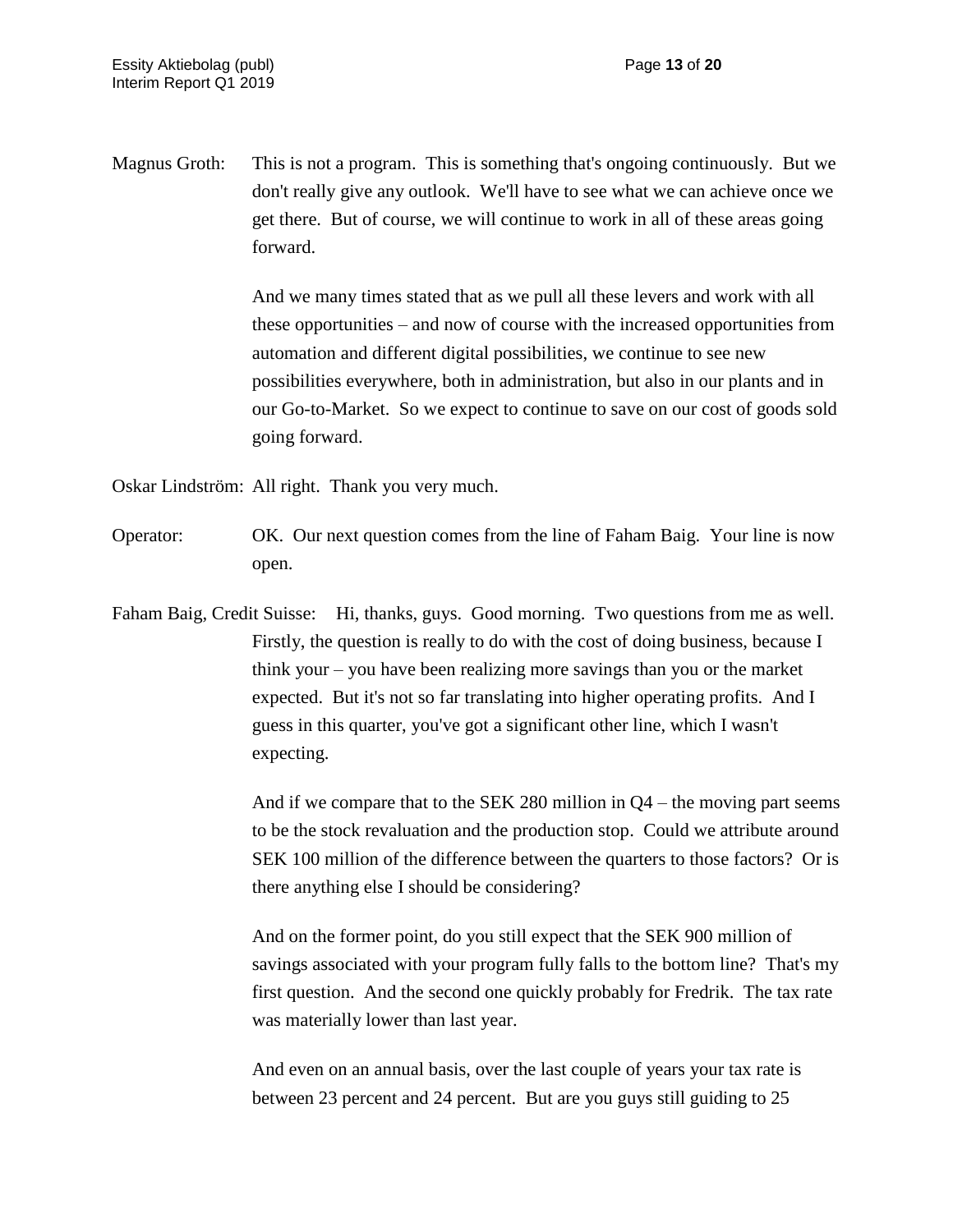Magnus Groth: This is not a program. This is something that's ongoing continuously. But we don't really give any outlook. We'll have to see what we can achieve once we get there. But of course, we will continue to work in all of these areas going forward.

And we many times stated that as we pull all these levers and work with all these opportunities – and now of course with the increased opportunities from automation and different digital possibilities, we continue to see new possibilities everywhere, both in administration, but also in our plants and in our Go-to-Market. So we expect to continue to save on our cost of goods sold going forward.

Oskar Lindström: All right. Thank you very much.

Operator: OK. Our next question comes from the line of Faham Baig. Your line is now open.

Faham Baig, Credit Suisse: Hi, thanks, guys. Good morning. Two questions from me as well. Firstly, the question is really to do with the cost of doing business, because I think your – you have been realizing more savings than you or the market expected. But it's not so far translating into higher operating profits. And I guess in this quarter, you've got a significant other line, which I wasn't expecting.

And if we compare that to the SEK 280 million in Q4 – the moving part seems to be the stock revaluation and the production stop. Could we attribute around SEK 100 million of the difference between the quarters to those factors? Or is there anything else I should be considering?

And on the former point, do you still expect that the SEK 900 million of savings associated with your program fully falls to the bottom line? That's my first question. And the second one quickly probably for Fredrik. The tax rate was materially lower than last year.

And even on an annual basis, over the last couple of years your tax rate is between 23 percent and 24 percent. But are you guys still guiding to 25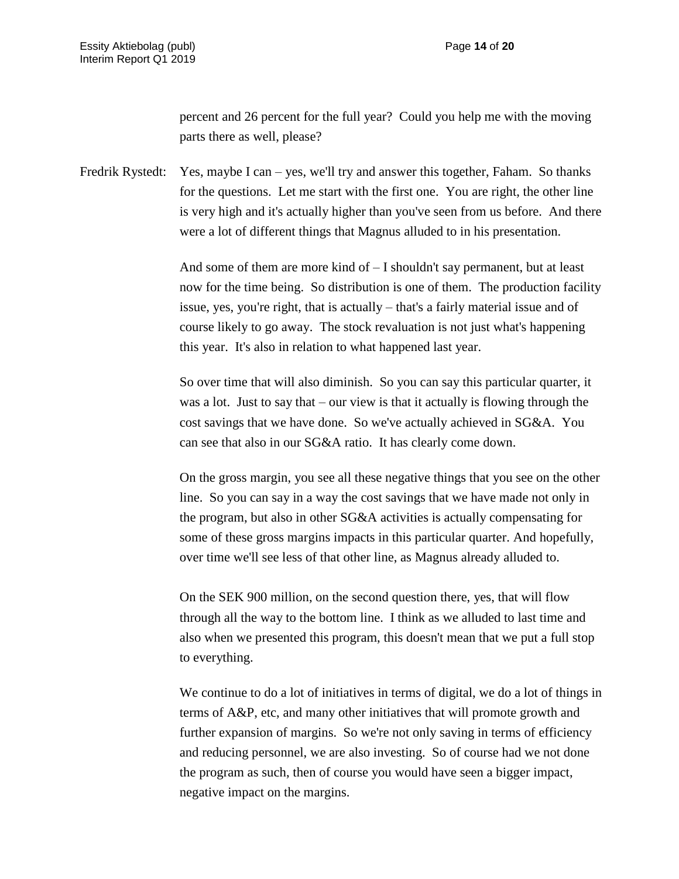percent and 26 percent for the full year? Could you help me with the moving parts there as well, please?

Fredrik Rystedt: Yes, maybe I can – yes, we'll try and answer this together, Faham. So thanks for the questions. Let me start with the first one. You are right, the other line is very high and it's actually higher than you've seen from us before. And there were a lot of different things that Magnus alluded to in his presentation.

And some of them are more kind of – I shouldn't say permanent, but at least now for the time being. So distribution is one of them. The production facility issue, yes, you're right, that is actually – that's a fairly material issue and of course likely to go away. The stock revaluation is not just what's happening this year. It's also in relation to what happened last year.

So over time that will also diminish. So you can say this particular quarter, it was a lot. Just to say that – our view is that it actually is flowing through the cost savings that we have done. So we've actually achieved in SG&A. You can see that also in our SG&A ratio. It has clearly come down.

On the gross margin, you see all these negative things that you see on the other line. So you can say in a way the cost savings that we have made not only in the program, but also in other SG&A activities is actually compensating for some of these gross margins impacts in this particular quarter. And hopefully, over time we'll see less of that other line, as Magnus already alluded to.

On the SEK 900 million, on the second question there, yes, that will flow through all the way to the bottom line. I think as we alluded to last time and also when we presented this program, this doesn't mean that we put a full stop to everything.

We continue to do a lot of initiatives in terms of digital, we do a lot of things in terms of A&P, etc, and many other initiatives that will promote growth and further expansion of margins. So we're not only saving in terms of efficiency and reducing personnel, we are also investing. So of course had we not done the program as such, then of course you would have seen a bigger impact, negative impact on the margins.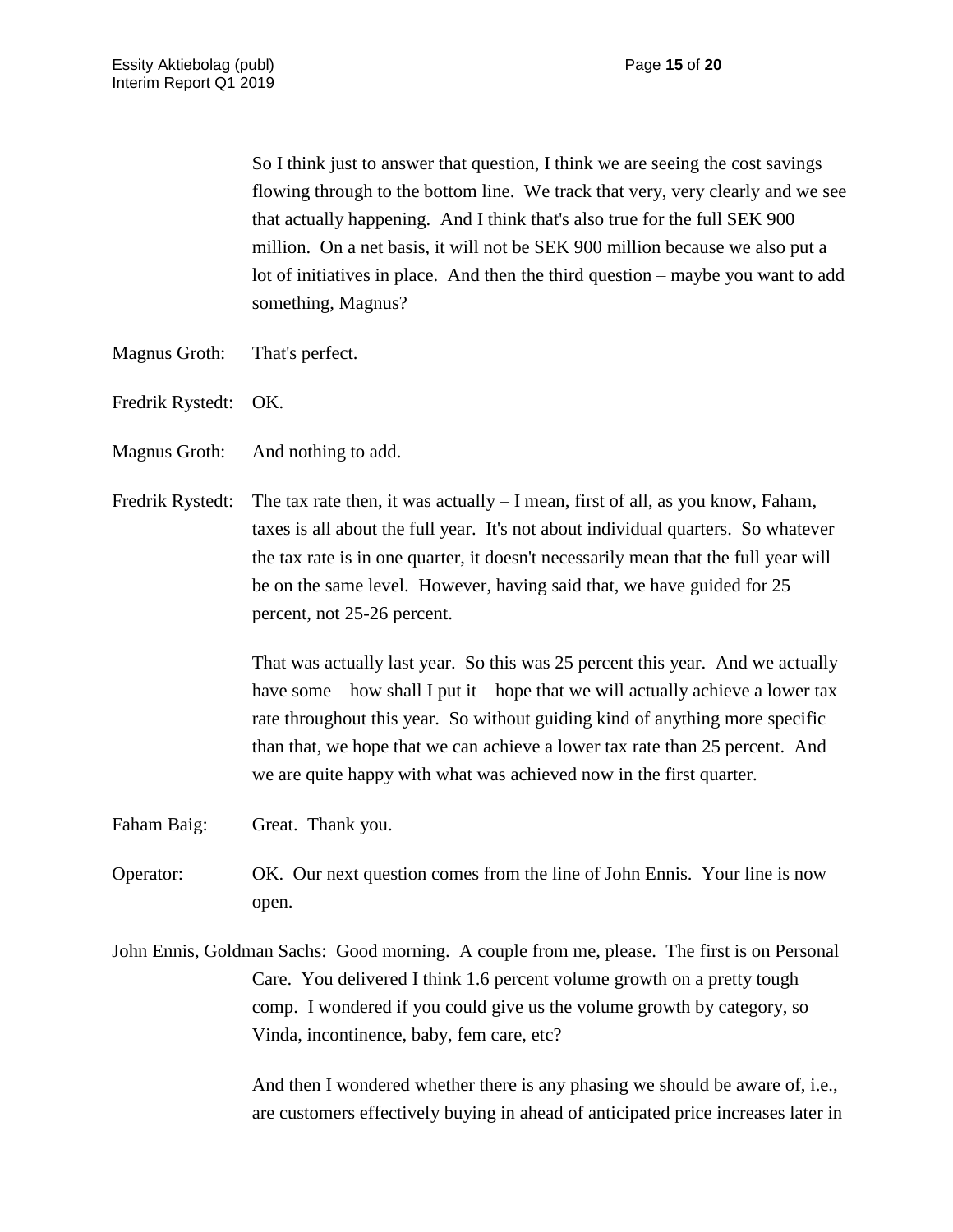So I think just to answer that question, I think we are seeing the cost savings flowing through to the bottom line. We track that very, very clearly and we see that actually happening. And I think that's also true for the full SEK 900 million. On a net basis, it will not be SEK 900 million because we also put a lot of initiatives in place. And then the third question – maybe you want to add something, Magnus?

Magnus Groth: That's perfect.

Fredrik Rystedt: OK.

Magnus Groth: And nothing to add.

Fredrik Rystedt: The tax rate then, it was actually – I mean, first of all, as you know, Faham, taxes is all about the full year. It's not about individual quarters. So whatever the tax rate is in one quarter, it doesn't necessarily mean that the full year will be on the same level. However, having said that, we have guided for 25 percent, not 25-26 percent.

That was actually last year. So this was 25 percent this year. And we actually have some – how shall I put it – hope that we will actually achieve a lower tax rate throughout this year. So without guiding kind of anything more specific than that, we hope that we can achieve a lower tax rate than 25 percent. And we are quite happy with what was achieved now in the first quarter.

Faham Baig: Great. Thank you.

Operator: OK. Our next question comes from the line of John Ennis. Your line is now open.

John Ennis, Goldman Sachs: Good morning. A couple from me, please. The first is on Personal Care. You delivered I think 1.6 percent volume growth on a pretty tough comp. I wondered if you could give us the volume growth by category, so Vinda, incontinence, baby, fem care, etc?

And then I wondered whether there is any phasing we should be aware of, i.e., are customers effectively buying in ahead of anticipated price increases later in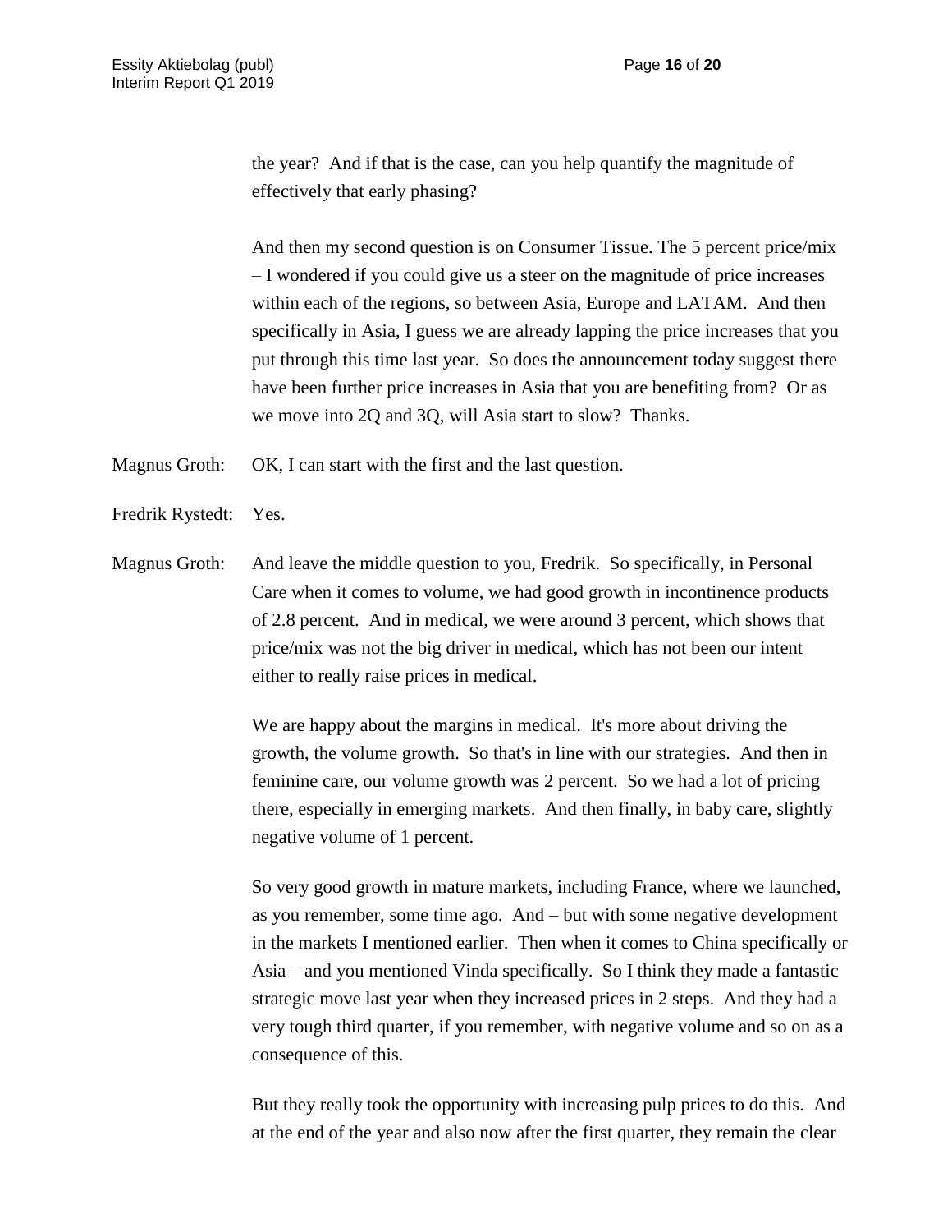the year? And if that is the case, can you help quantify the magnitude of effectively that early phasing?

And then my second question is on Consumer Tissue. The 5 percent price/mix – I wondered if you could give us a steer on the magnitude of price increases within each of the regions, so between Asia, Europe and LATAM. And then specifically in Asia, I guess we are already lapping the price increases that you put through this time last year. So does the announcement today suggest there have been further price increases in Asia that you are benefiting from? Or as we move into 2Q and 3Q, will Asia start to slow? Thanks.

Magnus Groth: OK, I can start with the first and the last question.

Fredrik Rystedt: Yes.

Magnus Groth: And leave the middle question to you, Fredrik. So specifically, in Personal Care when it comes to volume, we had good growth in incontinence products of 2.8 percent. And in medical, we were around 3 percent, which shows that price/mix was not the big driver in medical, which has not been our intent either to really raise prices in medical.

We are happy about the margins in medical. It's more about driving the growth, the volume growth. So that's in line with our strategies. And then in feminine care, our volume growth was 2 percent. So we had a lot of pricing there, especially in emerging markets. And then finally, in baby care, slightly negative volume of 1 percent.

So very good growth in mature markets, including France, where we launched, as you remember, some time ago. And – but with some negative development in the markets I mentioned earlier. Then when it comes to China specifically or Asia – and you mentioned Vinda specifically. So I think they made a fantastic strategic move last year when they increased prices in 2 steps. And they had a very tough third quarter, if you remember, with negative volume and so on as a consequence of this.

But they really took the opportunity with increasing pulp prices to do this. And at the end of the year and also now after the first quarter, they remain the clear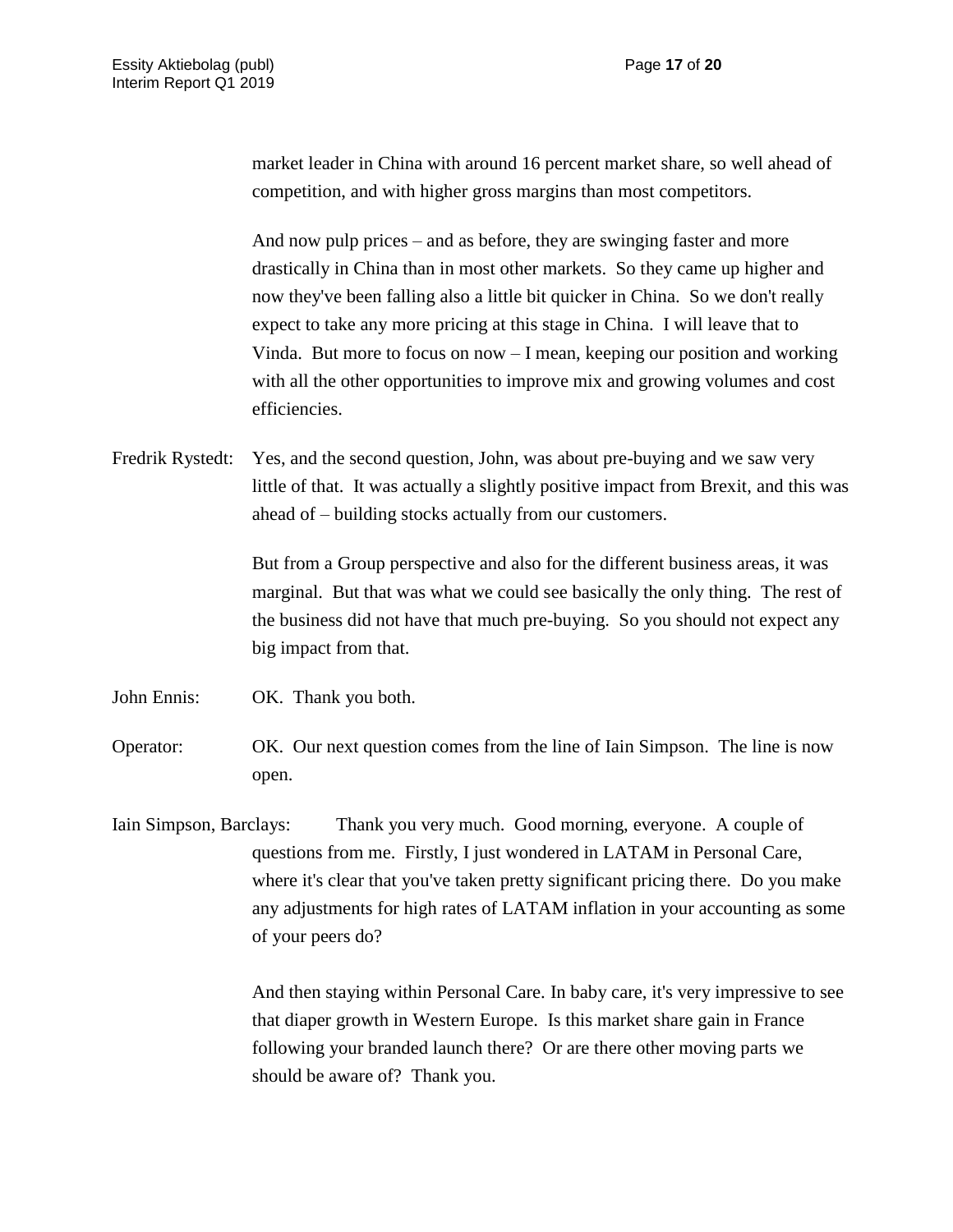market leader in China with around 16 percent market share, so well ahead of competition, and with higher gross margins than most competitors.

And now pulp prices – and as before, they are swinging faster and more drastically in China than in most other markets. So they came up higher and now they've been falling also a little bit quicker in China. So we don't really expect to take any more pricing at this stage in China. I will leave that to Vinda. But more to focus on now – I mean, keeping our position and working with all the other opportunities to improve mix and growing volumes and cost efficiencies.

Fredrik Rystedt: Yes, and the second question, John, was about pre-buying and we saw very little of that. It was actually a slightly positive impact from Brexit, and this was ahead of – building stocks actually from our customers.

But from a Group perspective and also for the different business areas, it was marginal. But that was what we could see basically the only thing. The rest of the business did not have that much pre-buying. So you should not expect any big impact from that.

John Ennis: OK. Thank you both.

Operator: OK. Our next question comes from the line of Iain Simpson. The line is now open.

Iain Simpson, Barclays: Thank you very much. Good morning, everyone. A couple of questions from me. Firstly, I just wondered in LATAM in Personal Care, where it's clear that you've taken pretty significant pricing there. Do you make any adjustments for high rates of LATAM inflation in your accounting as some of your peers do?

And then staying within Personal Care. In baby care, it's very impressive to see that diaper growth in Western Europe. Is this market share gain in France following your branded launch there? Or are there other moving parts we should be aware of? Thank you.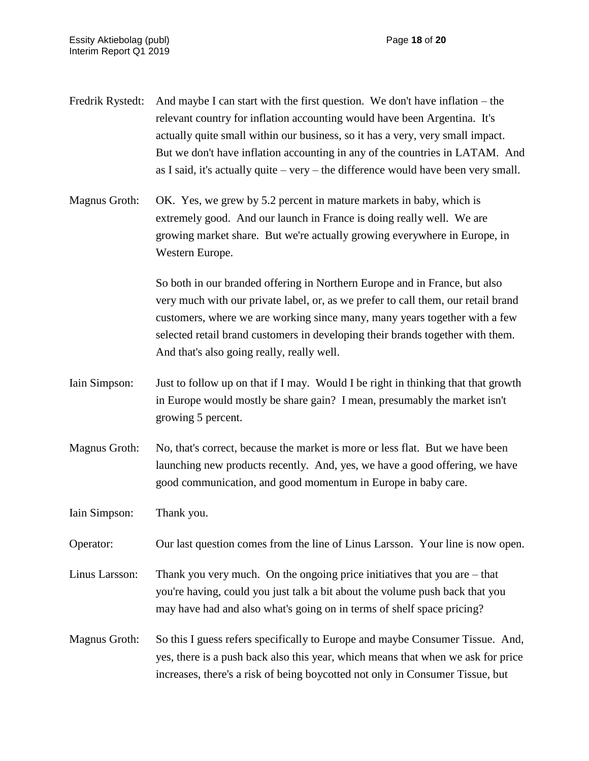Fredrik Rystedt: And maybe I can start with the first question. We don't have inflation – the relevant country for inflation accounting would have been Argentina. It's actually quite small within our business, so it has a very, very small impact. But we don't have inflation accounting in any of the countries in LATAM. And as I said, it's actually quite – very – the difference would have been very small.

Magnus Groth: OK. Yes, we grew by 5.2 percent in mature markets in baby, which is extremely good. And our launch in France is doing really well. We are growing market share. But we're actually growing everywhere in Europe, in Western Europe.

So both in our branded offering in Northern Europe and in France, but also very much with our private label, or, as we prefer to call them, our retail brand customers, where we are working since many, many years together with a few selected retail brand customers in developing their brands together with them. And that's also going really, really well.

Iain Simpson: Just to follow up on that if I may. Would I be right in thinking that that growth in Europe would mostly be share gain? I mean, presumably the market isn't growing 5 percent.

Magnus Groth: No, that's correct, because the market is more or less flat. But we have been launching new products recently. And, yes, we have a good offering, we have good communication, and good momentum in Europe in baby care.

Iain Simpson: Thank you.

Operator: Our last question comes from the line of Linus Larsson. Your line is now open.

Linus Larsson: Thank you very much. On the ongoing price initiatives that you are – that you're having, could you just talk a bit about the volume push back that you may have had and also what's going on in terms of shelf space pricing?

Magnus Groth: So this I guess refers specifically to Europe and maybe Consumer Tissue. And, yes, there is a push back also this year, which means that when we ask for price increases, there's a risk of being boycotted not only in Consumer Tissue, but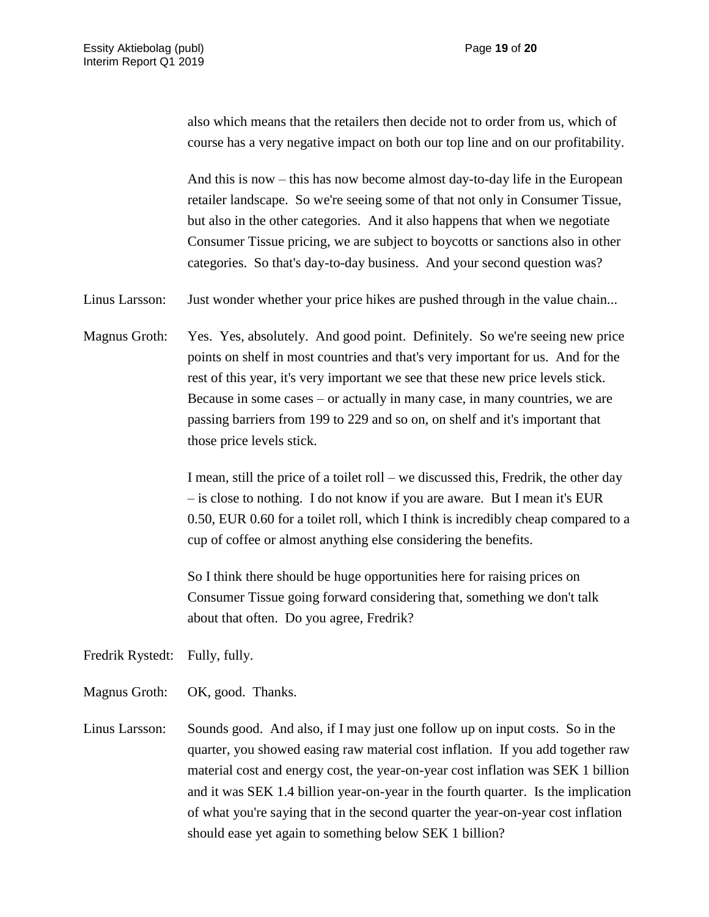also which means that the retailers then decide not to order from us, which of course has a very negative impact on both our top line and on our profitability.

And this is now – this has now become almost day-to-day life in the European retailer landscape. So we're seeing some of that not only in Consumer Tissue, but also in the other categories. And it also happens that when we negotiate Consumer Tissue pricing, we are subject to boycotts or sanctions also in other categories. So that's day-to-day business. And your second question was?

Linus Larsson: Just wonder whether your price hikes are pushed through in the value chain...

Magnus Groth: Yes. Yes, absolutely. And good point. Definitely. So we're seeing new price points on shelf in most countries and that's very important for us. And for the rest of this year, it's very important we see that these new price levels stick. Because in some cases – or actually in many case, in many countries, we are passing barriers from 199 to 229 and so on, on shelf and it's important that those price levels stick.

I mean, still the price of a toilet roll – we discussed this, Fredrik, the other day – is close to nothing. I do not know if you are aware. But I mean it's EUR 0.50, EUR 0.60 for a toilet roll, which I think is incredibly cheap compared to a cup of coffee or almost anything else considering the benefits.

So I think there should be huge opportunities here for raising prices on Consumer Tissue going forward considering that, something we don't talk about that often. Do you agree, Fredrik?

Fredrik Rystedt: Fully, fully.

Magnus Groth: OK, good. Thanks.

Linus Larsson: Sounds good. And also, if I may just one follow up on input costs. So in the quarter, you showed easing raw material cost inflation. If you add together raw material cost and energy cost, the year-on-year cost inflation was SEK 1 billion and it was SEK 1.4 billion year-on-year in the fourth quarter. Is the implication of what you're saying that in the second quarter the year-on-year cost inflation should ease yet again to something below SEK 1 billion?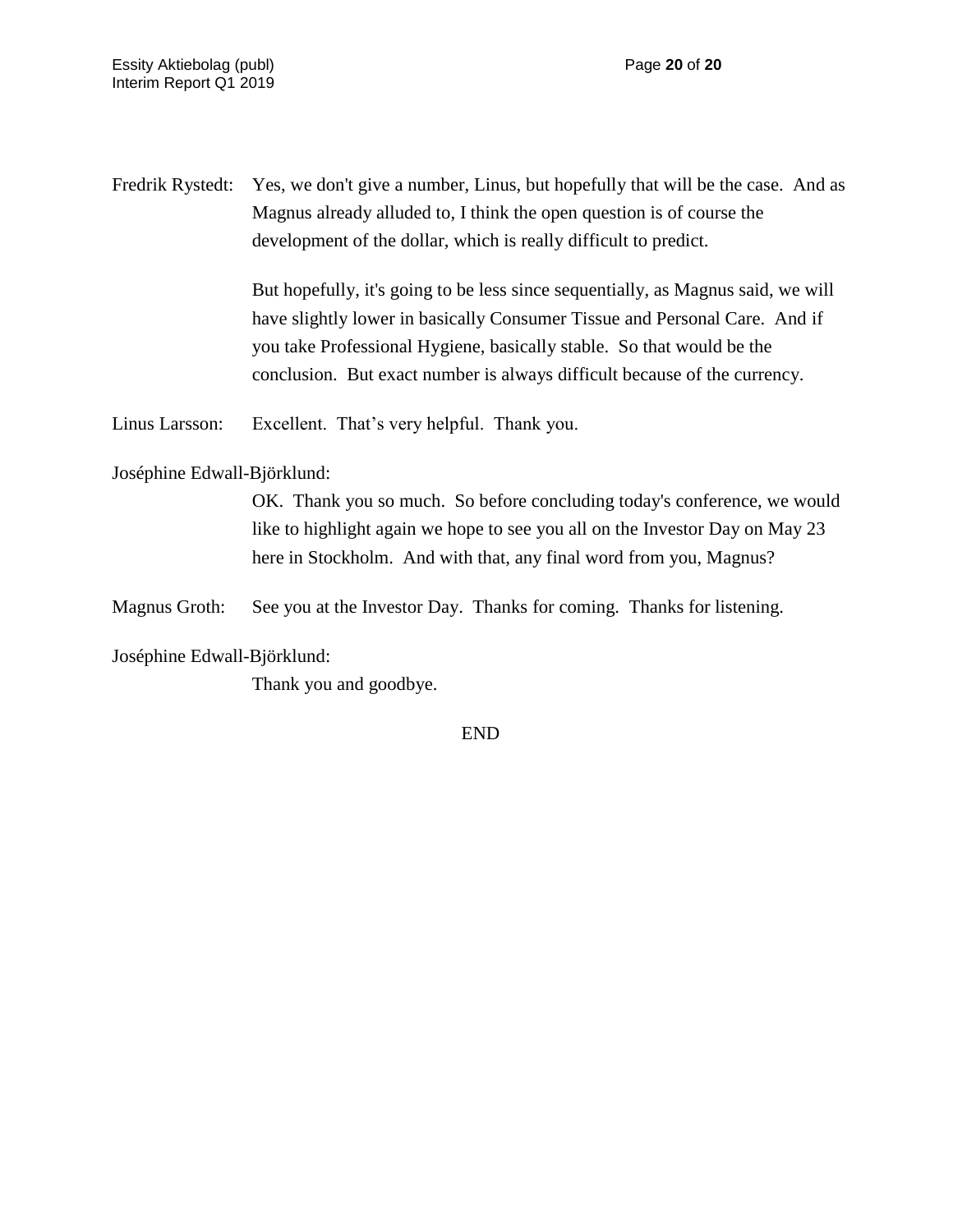Fredrik Rystedt: Yes, we don't give a number, Linus, but hopefully that will be the case. And as Magnus already alluded to, I think the open question is of course the development of the dollar, which is really difficult to predict.

But hopefully, it's going to be less since sequentially, as Magnus said, we will have slightly lower in basically Consumer Tissue and Personal Care. And if you take Professional Hygiene, basically stable. So that would be the conclusion. But exact number is always difficult because of the currency.

Linus Larsson: Excellent. That's very helpful. Thank you.

Joséphine Edwall-Björklund:

OK. Thank you so much. So before concluding today's conference, we would like to highlight again we hope to see you all on the Investor Day on May 23 here in Stockholm. And with that, any final word from you, Magnus?

Magnus Groth: See you at the Investor Day. Thanks for coming. Thanks for listening.

Joséphine Edwall-Björklund:

Thank you and goodbye.

END